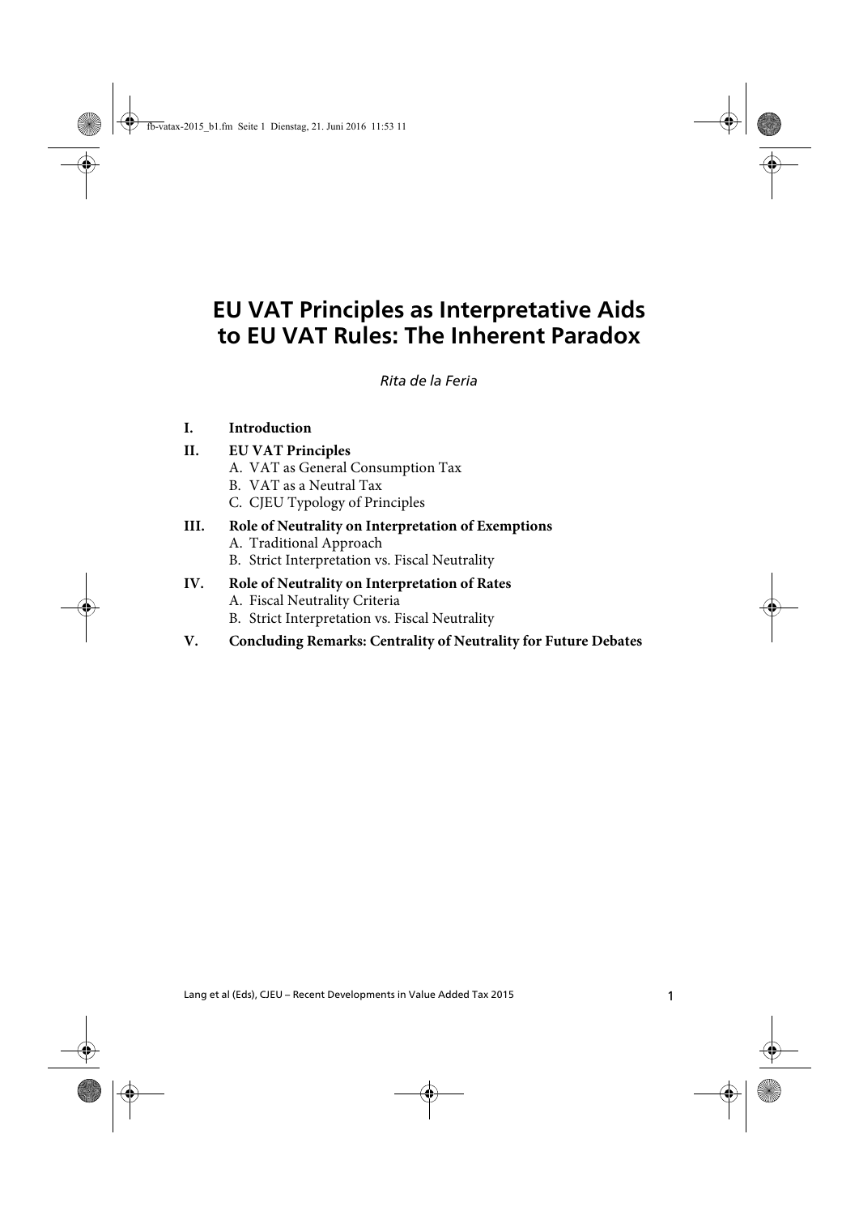# EU VAT Principles as Interpretative Aids to EU VAT Rules: The Inherent Paradox

*Rita de la Feria*

**I. Introduction**

**II. EU VAT Principles**
- A. VAT as General Consumption Tax
- B. VAT as a Neutral Tax
- C. CJEU Typology of Principles

**III. Role of Neutrality on Interpretation of Exemptions**
- A. Traditional Approach
- B. Strict Interpretation vs. Fiscal Neutrality

**IV. Role of Neutrality on Interpretation of Rates**
- A. Fiscal Neutrality Criteria
- B. Strict Interpretation vs. Fiscal Neutrality

**V. Concluding Remarks: Centrality of Neutrality for Future Debates**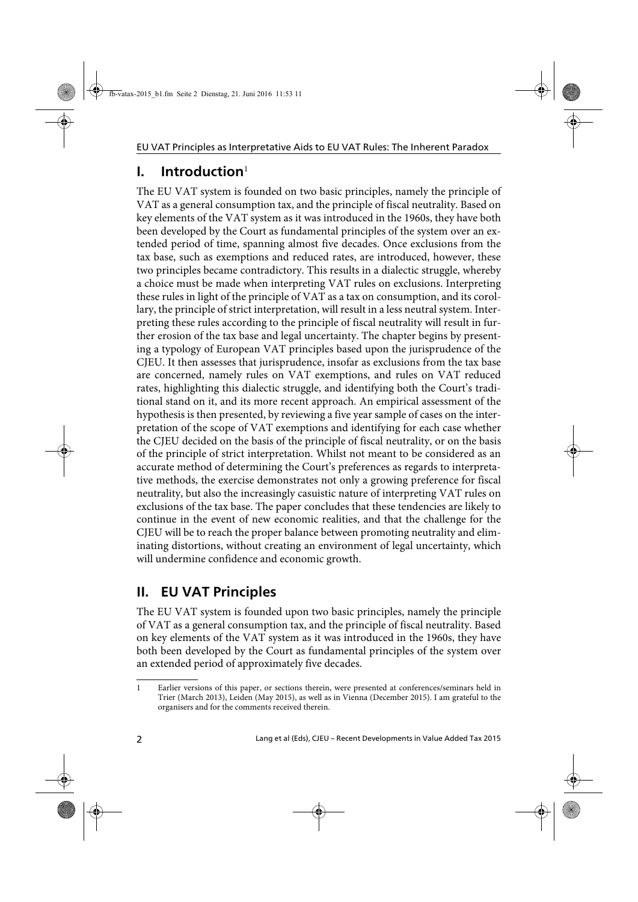## I. Introduction[1]

The EU VAT system is founded on two basic principles, namely the principle of VAT as a general consumption tax, and the principle of fiscal neutrality. Based on key elements of the VAT system as it was introduced in the 1960s, they have both been developed by the Court as fundamental principles of the system over an extended period of time, spanning almost five decades. Once exclusions from the tax base, such as exemptions and reduced rates, are introduced, however, these two principles became contradictory. This results in a dialectic struggle, whereby a choice must be made when interpreting VAT rules on exclusions. Interpreting these rules in light of the principle of VAT as a tax on consumption, and its corollary, the principle of strict interpretation, will result in a less neutral system. Interpreting these rules according to the principle of fiscal neutrality will result in further erosion of the tax base and legal uncertainty. The chapter begins by presenting a typology of European VAT principles based upon the jurisprudence of the CJEU. It then assesses that jurisprudence, insofar as exclusions from the tax base are concerned, namely rules on VAT exemptions, and rules on VAT reduced rates, highlighting this dialectic struggle, and identifying both the Court's traditional stand on it, and its more recent approach. An empirical assessment of the hypothesis is then presented, by reviewing a five year sample of cases on the interpretation of the scope of VAT exemptions and identifying for each case whether the CJEU decided on the basis of the principle of fiscal neutrality, or on the basis of the principle of strict interpretation. Whilst not meant to be considered as an accurate method of determining the Court's preferences as regards to interpretative methods, the exercise demonstrates not only a growing preference for fiscal neutrality, but also the increasingly casuistic nature of interpreting VAT rules on exclusions of the tax base. The paper concludes that these tendencies are likely to continue in the event of new economic realities, and that the challenge for the CJEU will be to reach the proper balance between promoting neutrality and eliminating distortions, without creating an environment of legal uncertainty, which will undermine confidence and economic growth.

## II. EU VAT Principles

The EU VAT system is founded upon two basic principles, namely the principle of VAT as a general consumption tax, and the principle of fiscal neutrality. Based on key elements of the VAT system as it was introduced in the 1960s, they have both been developed by the Court as fundamental principles of the system over an extended period of approximately five decades.

---

[1] Earlier versions of this paper, or sections therein, were presented at conferences/seminars held in Trier (March 2013), Leiden (May 2015), as well as in Vienna (December 2015). I am grateful to the organisers and for the comments received therein.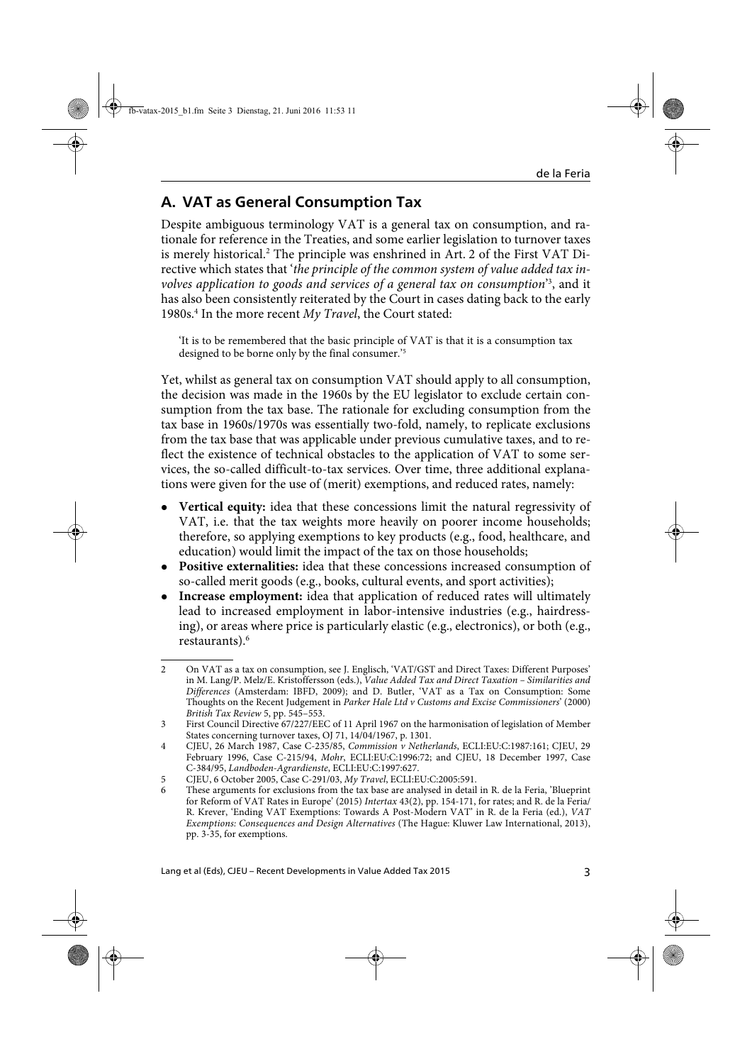## A. VAT as General Consumption Tax

Despite ambiguous terminology VAT is a general tax on consumption, and rationale for reference in the Treaties, and some earlier legislation to turnover taxes is merely historical.[2] The principle was enshrined in Art. 2 of the First VAT Directive which states that '*the principle of the common system of value added tax involves application to goods and services of a general tax on consumption*'[3], and it has also been consistently reiterated by the Court in cases dating back to the early 1980s.[4] In the more recent *My Travel*, the Court stated:

> 'It is to be remembered that the basic principle of VAT is that it is a consumption tax designed to be borne only by the final consumer.'[5]

Yet, whilst as general tax on consumption VAT should apply to all consumption, the decision was made in the 1960s by the EU legislator to exclude certain consumption from the tax base. The rationale for excluding consumption from the tax base in 1960s/1970s was essentially two-fold, namely, to replicate exclusions from the tax base that was applicable under previous cumulative taxes, and to reflect the existence of technical obstacles to the application of VAT to some services, the so-called difficult-to-tax services. Over time, three additional explanations were given for the use of (merit) exemptions, and reduced rates, namely:

- **Vertical equity:** idea that these concessions limit the natural regressivity of VAT, i.e. that the tax weights more heavily on poorer income households; therefore, so applying exemptions to key products (e.g., food, healthcare, and education) would limit the impact of the tax on those households;
- **Positive externalities:** idea that these concessions increased consumption of so-called merit goods (e.g., books, cultural events, and sport activities);
- **Increase employment:** idea that application of reduced rates will ultimately lead to increased employment in labor-intensive industries (e.g., hairdressing), or areas where price is particularly elastic (e.g., electronics), or both (e.g., restaurants).[6]

---

2 On VAT as a tax on consumption, see J. Englisch, 'VAT/GST and Direct Taxes: Different Purposes' in M. Lang/P. Melz/E. Kristoffersson (eds.), *Value Added Tax and Direct Taxation – Similarities and Differences* (Amsterdam: IBFD, 2009); and D. Butler, 'VAT as a Tax on Consumption: Some Thoughts on the Recent Judgement in *Parker Hale Ltd v Customs and Excise Commissioners*' (2000) *British Tax Review* 5, pp. 545–553.

3 First Council Directive 67/227/EEC of 11 April 1967 on the harmonisation of legislation of Member States concerning turnover taxes, OJ 71, 14/04/1967, p. 1301.

4 CJEU, 26 March 1987, Case C-235/85, *Commission v Netherlands*, ECLI:EU:C:1987:161; CJEU, 29 February 1996, Case C-215/94, *Mohr*, ECLI:EU:C:1996:72; and CJEU, 18 December 1997, Case C-384/95, *Landboden-Agrardienste*, ECLI:EU:C:1997:627.

5 CJEU, 6 October 2005, Case C-291/03, *My Travel*, ECLI:EU:C:2005:591.

6 These arguments for exclusions from the tax base are analysed in detail in R. de la Feria, 'Blueprint for Reform of VAT Rates in Europe' (2015) *Intertax* 43(2), pp. 154-171, for rates; and R. de la Feria/ R. Krever, 'Ending VAT Exemptions: Towards A Post-Modern VAT' in R. de la Feria (ed.), *VAT Exemptions: Consequences and Design Alternatives* (The Hague: Kluwer Law International, 2013), pp. 3-35, for exemptions.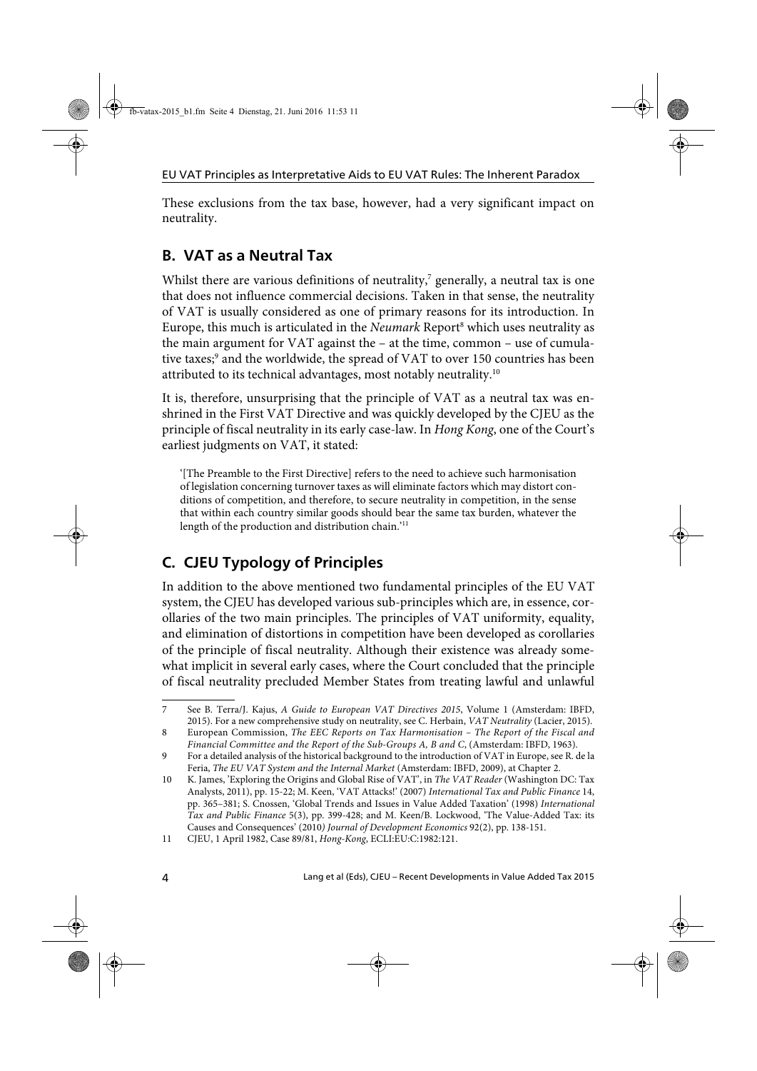These exclusions from the tax base, however, had a very significant impact on neutrality.

## B. VAT as a Neutral Tax

Whilst there are various definitions of neutrality,[7] generally, a neutral tax is one that does not influence commercial decisions. Taken in that sense, the neutrality of VAT is usually considered as one of primary reasons for its introduction. In Europe, this much is articulated in the *Neumark* Report[8] which uses neutrality as the main argument for VAT against the – at the time, common – use of cumulative taxes;[9] and the worldwide, the spread of VAT to over 150 countries has been attributed to its technical advantages, most notably neutrality.[10]

It is, therefore, unsurprising that the principle of VAT as a neutral tax was enshrined in the First VAT Directive and was quickly developed by the CJEU as the principle of fiscal neutrality in its early case-law. In *Hong Kong*, one of the Court's earliest judgments on VAT, it stated:

> '[The Preamble to the First Directive] refers to the need to achieve such harmonisation of legislation concerning turnover taxes as will eliminate factors which may distort conditions of competition, and therefore, to secure neutrality in competition, in the sense that within each country similar goods should bear the same tax burden, whatever the length of the production and distribution chain.'[11]

## C. CJEU Typology of Principles

In addition to the above mentioned two fundamental principles of the EU VAT system, the CJEU has developed various sub-principles which are, in essence, corollaries of the two main principles. The principles of VAT uniformity, equality, and elimination of distortions in competition have been developed as corollaries of the principle of fiscal neutrality. Although their existence was already somewhat implicit in several early cases, where the Court concluded that the principle of fiscal neutrality precluded Member States from treating lawful and unlawful

---

7 See B. Terra/J. Kajus, *A Guide to European VAT Directives 2015*, Volume 1 (Amsterdam: IBFD, 2015). For a new comprehensive study on neutrality, see C. Herbain, *VAT Neutrality* (Lacier, 2015).

8 European Commission, *The EEC Reports on Tax Harmonisation – The Report of the Fiscal and Financial Committee and the Report of the Sub-Groups A, B and C*, (Amsterdam: IBFD, 1963).

9 For a detailed analysis of the historical background to the introduction of VAT in Europe, see R. de la Feria, *The EU VAT System and the Internal Market* (Amsterdam: IBFD, 2009), at Chapter 2.

10 K. James, 'Exploring the Origins and Global Rise of VAT', in *The VAT Reader* (Washington DC: Tax Analysts, 2011), pp. 15-22; M. Keen, 'VAT Attacks!' (2007) *International Tax and Public Finance* 14, pp. 365–381; S. Cnossen, 'Global Trends and Issues in Value Added Taxation' (1998) *International Tax and Public Finance* 5(3), pp. 399-428; and M. Keen/B. Lockwood, 'The Value-Added Tax: its Causes and Consequences' (2010) *Journal of Development Economics* 92(2), pp. 138-151.

11 CJEU, 1 April 1982, Case 89/81, *Hong-Kong*, ECLI:EU:C:1982:121.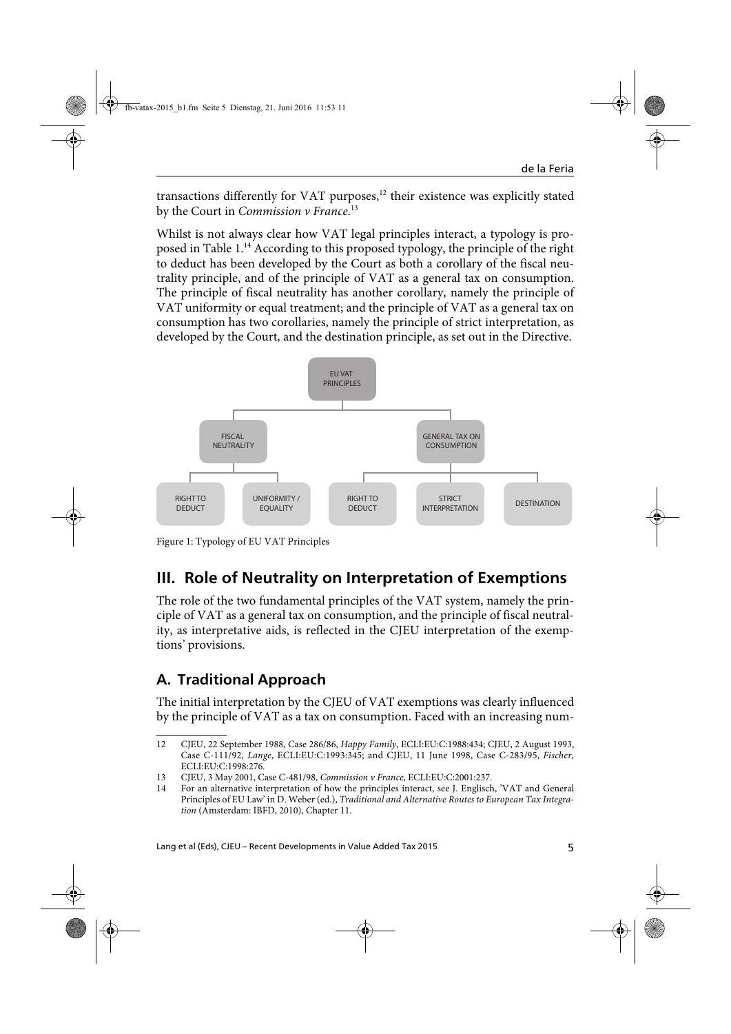transactions differently for VAT purposes,[12] their existence was explicitly stated by the Court in *Commission v France*.[13]

Whilst is not always clear how VAT legal principles interact, a typology is proposed in Table 1.[14] According to this proposed typology, the principle of the right to deduct has been developed by the Court as both a corollary of the fiscal neutrality principle, and of the principle of VAT as a general tax on consumption. The principle of fiscal neutrality has another corollary, namely the principle of VAT uniformity or equal treatment; and the principle of VAT as a general tax on consumption has two corollaries, namely the principle of strict interpretation, as developed by the Court, and the destination principle, as set out in the Directive.

- EU VAT PRINCIPLES
  - FISCAL NEUTRALITY
    - RIGHT TO DEDUCT
    - UNIFORMITY / EQUALITY
  - GENERAL TAX ON CONSUMPTION
    - RIGHT TO DEDUCT
    - STRICT INTERPRETATION
    - DESTINATION

Figure 1: Typology of EU VAT Principles

## III. Role of Neutrality on Interpretation of Exemptions

The role of the two fundamental principles of the VAT system, namely the principle of VAT as a general tax on consumption, and the principle of fiscal neutrality, as interpretative aids, is reflected in the CJEU interpretation of the exemptions' provisions.

### A. Traditional Approach

The initial interpretation by the CJEU of VAT exemptions was clearly influenced by the principle of VAT as a tax on consumption. Faced with an increasing num-

---

12 CJEU, 22 September 1988, Case 286/86, *Happy Family*, ECLI:EU:C:1988:434; CJEU, 2 August 1993, Case C-111/92, *Lange*, ECLI:EU:C:1993:345; and CJEU, 11 June 1998, Case C-283/95, *Fischer*, ECLI:EU:C:1998:276.

13 CJEU, 3 May 2001, Case C-481/98, *Commission v France*, ECLI:EU:C:2001:237.

14 For an alternative interpretation of how the principles interact, see J. Englisch, 'VAT and General Principles of EU Law' in D. Weber (ed.), *Traditional and Alternative Routes to European Tax Integration* (Amsterdam: IBFD, 2010), Chapter 11.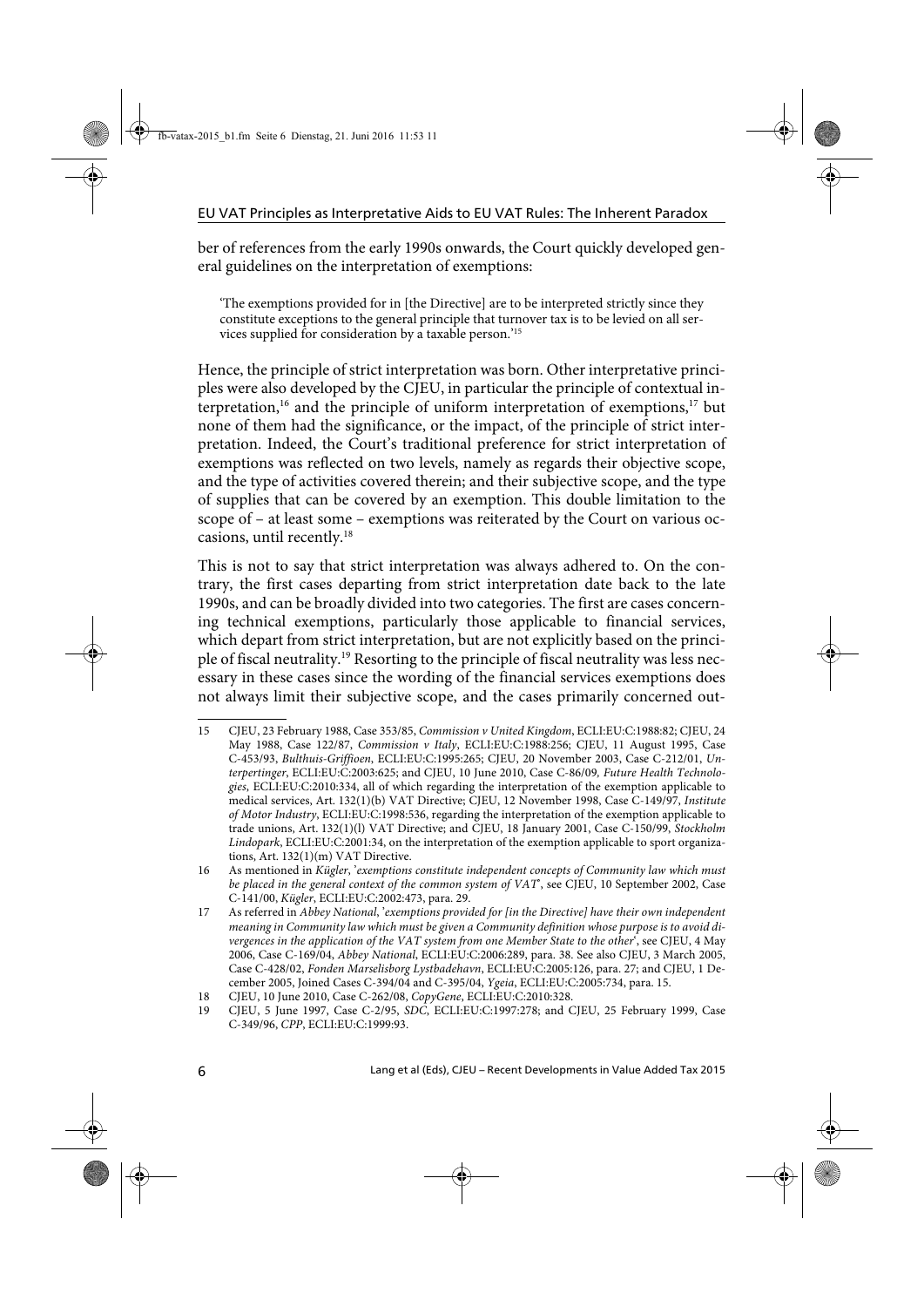ber of references from the early 1990s onwards, the Court quickly developed general guidelines on the interpretation of exemptions:

> 'The exemptions provided for in [the Directive] are to be interpreted strictly since they constitute exceptions to the general principle that turnover tax is to be levied on all services supplied for consideration by a taxable person.'[15]

Hence, the principle of strict interpretation was born. Other interpretative principles were also developed by the CJEU, in particular the principle of contextual interpretation,[16] and the principle of uniform interpretation of exemptions,[17] but none of them had the significance, or the impact, of the principle of strict interpretation. Indeed, the Court's traditional preference for strict interpretation of exemptions was reflected on two levels, namely as regards their objective scope, and the type of activities covered therein; and their subjective scope, and the type of supplies that can be covered by an exemption. This double limitation to the scope of – at least some – exemptions was reiterated by the Court on various occasions, until recently.[18]

This is not to say that strict interpretation was always adhered to. On the contrary, the first cases departing from strict interpretation date back to the late 1990s, and can be broadly divided into two categories. The first are cases concerning technical exemptions, particularly those applicable to financial services, which depart from strict interpretation, but are not explicitly based on the principle of fiscal neutrality.[19] Resorting to the principle of fiscal neutrality was less necessary in these cases since the wording of the financial services exemptions does not always limit their subjective scope, and the cases primarily concerned out-

---

15 CJEU, 23 February 1988, Case 353/85, *Commission v United Kingdom*, ECLI:EU:C:1988:82; CJEU, 24 May 1988, Case 122/87, *Commission v Italy*, ECLI:EU:C:1988:256; CJEU, 11 August 1995, Case C-453/93, *Bulthuis-Griffioen*, ECLI:EU:C:1995:265; CJEU, 20 November 2003, Case C-212/01, *Unterpertinger*, ECLI:EU:C:2003:625; and CJEU, 10 June 2010, Case C-86/09, *Future Health Technologies*, ECLI:EU:C:2010:334, all of which regarding the interpretation of the exemption applicable to medical services, Art. 132(1)(b) VAT Directive; CJEU, 12 November 1998, Case C-149/97, *Institute of Motor Industry*, ECLI:EU:C:1998:536, regarding the interpretation of the exemption applicable to trade unions, Art. 132(1)(l) VAT Directive; and CJEU, 18 January 2001, Case C-150/99, *Stockholm Lindopark*, ECLI:EU:C:2001:34, on the interpretation of the exemption applicable to sport organizations, Art. 132(1)(m) VAT Directive.

16 As mentioned in *Kügler*, '*exemptions constitute independent concepts of Community law which must be placed in the general context of the common system of VAT*', see CJEU, 10 September 2002, Case C-141/00, *Kügler*, ECLI:EU:C:2002:473, para. 29.

17 As referred in *Abbey National*, '*exemptions provided for [in the Directive] have their own independent meaning in Community law which must be given a Community definition whose purpose is to avoid divergences in the application of the VAT system from one Member State to the other*', see CJEU, 4 May 2006, Case C-169/04, *Abbey National*, ECLI:EU:C:2006:289, para. 38. See also CJEU, 3 March 2005, Case C-428/02, *Fonden Marselisborg Lystbadehavn*, ECLI:EU:C:2005:126, para. 27; and CJEU, 1 December 2005, Joined Cases C-394/04 and C-395/04, *Ygeia*, ECLI:EU:C:2005:734, para. 15.

18 CJEU, 10 June 2010, Case C-262/08, *CopyGene*, ECLI:EU:C:2010:328.

19 CJEU, 5 June 1997, Case C-2/95, *SDC*, ECLI:EU:C:1997:278; and CJEU, 25 February 1999, Case C-349/96, *CPP*, ECLI:EU:C:1999:93.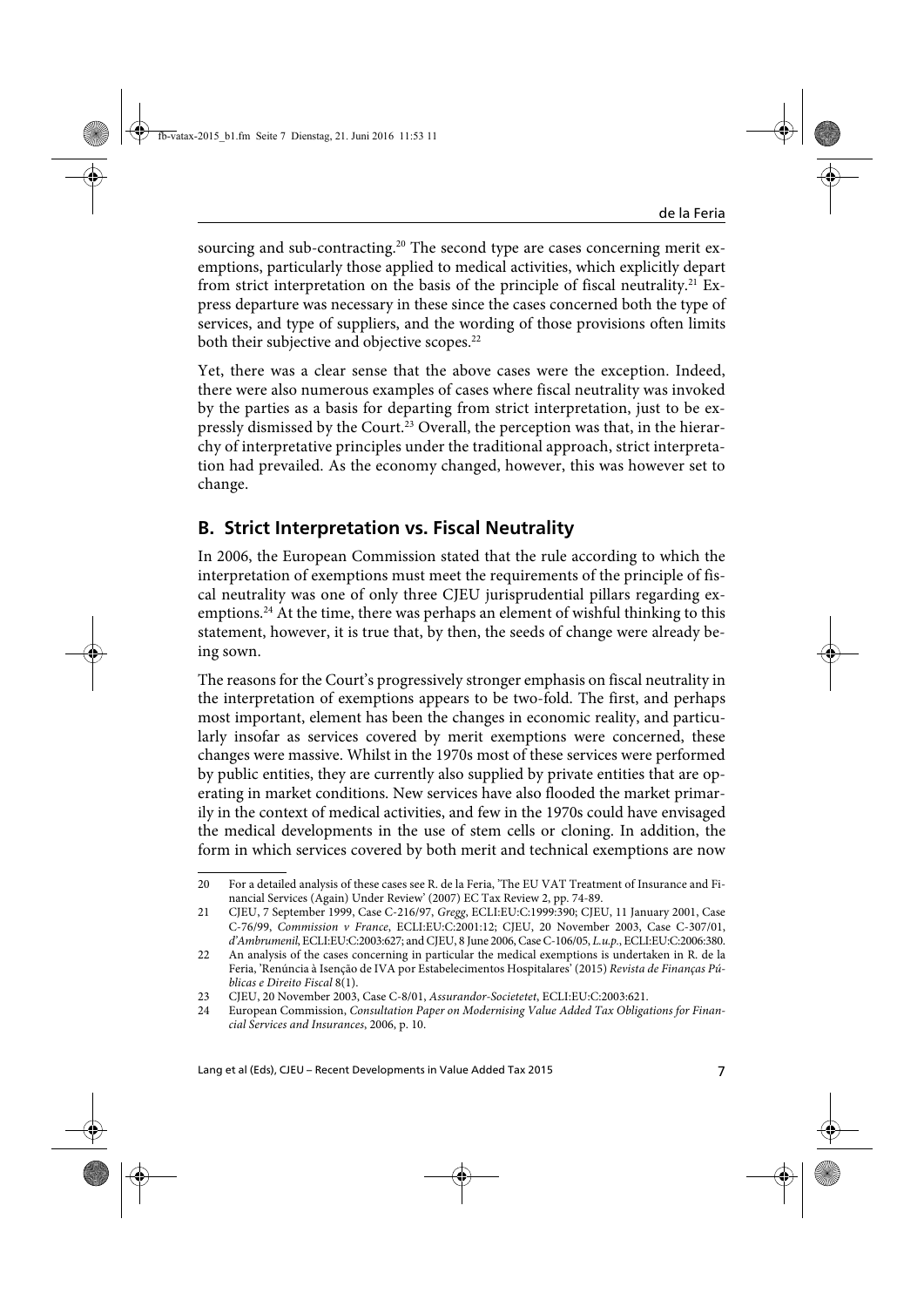sourcing and sub-contracting.[20] The second type are cases concerning merit exemptions, particularly those applied to medical activities, which explicitly depart from strict interpretation on the basis of the principle of fiscal neutrality.[21] Express departure was necessary in these since the cases concerned both the type of services, and type of suppliers, and the wording of those provisions often limits both their subjective and objective scopes.[22]

Yet, there was a clear sense that the above cases were the exception. Indeed, there were also numerous examples of cases where fiscal neutrality was invoked by the parties as a basis for departing from strict interpretation, just to be expressly dismissed by the Court.[23] Overall, the perception was that, in the hierarchy of interpretative principles under the traditional approach, strict interpretation had prevailed. As the economy changed, however, this was however set to change.

## B. Strict Interpretation vs. Fiscal Neutrality

In 2006, the European Commission stated that the rule according to which the interpretation of exemptions must meet the requirements of the principle of fiscal neutrality was one of only three CJEU jurisprudential pillars regarding exemptions.[24] At the time, there was perhaps an element of wishful thinking to this statement, however, it is true that, by then, the seeds of change were already being sown.

The reasons for the Court's progressively stronger emphasis on fiscal neutrality in the interpretation of exemptions appears to be two-fold. The first, and perhaps most important, element has been the changes in economic reality, and particularly insofar as services covered by merit exemptions were concerned, these changes were massive. Whilst in the 1970s most of these services were performed by public entities, they are currently also supplied by private entities that are operating in market conditions. New services have also flooded the market primarily in the context of medical activities, and few in the 1970s could have envisaged the medical developments in the use of stem cells or cloning. In addition, the form in which services covered by both merit and technical exemptions are now

---

20 For a detailed analysis of these cases see R. de la Feria, 'The EU VAT Treatment of Insurance and Financial Services (Again) Under Review' (2007) EC Tax Review 2, pp. 74-89.

21 CJEU, 7 September 1999, Case C-216/97, *Gregg*, ECLI:EU:C:1999:390; CJEU, 11 January 2001, Case C-76/99, *Commission v France*, ECLI:EU:C:2001:12; CJEU, 20 November 2003, Case C-307/01, *d'Ambrumenil*, ECLI:EU:C:2003:627; and CJEU, 8 June 2006, Case C-106/05, *L.u.p.*, ECLI:EU:C:2006:380.

22 An analysis of the cases concerning in particular the medical exemptions is undertaken in R. de la Feria, 'Renúncia à Isenção de IVA por Estabelecimentos Hospitalares' (2015) *Revista de Finanças Públicas e Direito Fiscal* 8(1).

23 CJEU, 20 November 2003, Case C-8/01, *Assurandor-Societetet*, ECLI:EU:C:2003:621.

24 European Commission, *Consultation Paper on Modernising Value Added Tax Obligations for Financial Services and Insurances*, 2006, p. 10.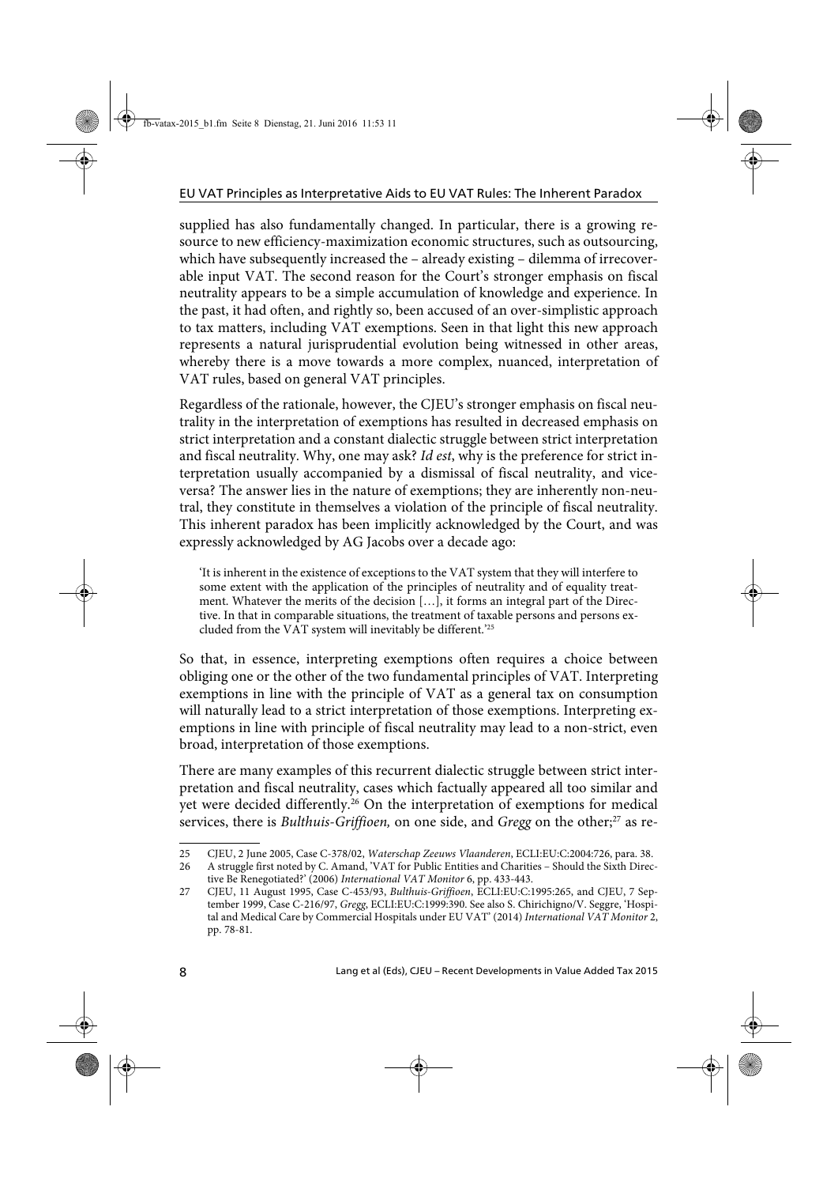supplied has also fundamentally changed. In particular, there is a growing resource to new efficiency-maximization economic structures, such as outsourcing, which have subsequently increased the – already existing – dilemma of irrecoverable input VAT. The second reason for the Court's stronger emphasis on fiscal neutrality appears to be a simple accumulation of knowledge and experience. In the past, it had often, and rightly so, been accused of an over-simplistic approach to tax matters, including VAT exemptions. Seen in that light this new approach represents a natural jurisprudential evolution being witnessed in other areas, whereby there is a move towards a more complex, nuanced, interpretation of VAT rules, based on general VAT principles.

Regardless of the rationale, however, the CJEU's stronger emphasis on fiscal neutrality in the interpretation of exemptions has resulted in decreased emphasis on strict interpretation and a constant dialectic struggle between strict interpretation and fiscal neutrality. Why, one may ask? *Id est*, why is the preference for strict interpretation usually accompanied by a dismissal of fiscal neutrality, and vice-versa? The answer lies in the nature of exemptions; they are inherently non-neutral, they constitute in themselves a violation of the principle of fiscal neutrality. This inherent paradox has been implicitly acknowledged by the Court, and was expressly acknowledged by AG Jacobs over a decade ago:

> 'It is inherent in the existence of exceptions to the VAT system that they will interfere to some extent with the application of the principles of neutrality and of equality treatment. Whatever the merits of the decision […], it forms an integral part of the Directive. In that in comparable situations, the treatment of taxable persons and persons excluded from the VAT system will inevitably be different.'[25]

So that, in essence, interpreting exemptions often requires a choice between obliging one or the other of the two fundamental principles of VAT. Interpreting exemptions in line with the principle of VAT as a general tax on consumption will naturally lead to a strict interpretation of those exemptions. Interpreting exemptions in line with principle of fiscal neutrality may lead to a non-strict, even broad, interpretation of those exemptions.

There are many examples of this recurrent dialectic struggle between strict interpretation and fiscal neutrality, cases which factually appeared all too similar and yet were decided differently.[26] On the interpretation of exemptions for medical services, there is *Bulthuis-Griffioen,* on one side, and *Gregg* on the other;[27] as re-

---

25 CJEU, 2 June 2005, Case C-378/02, *Waterschap Zeeuws Vlaanderen*, ECLI:EU:C:2004:726, para. 38.

26 A struggle first noted by C. Amand, 'VAT for Public Entities and Charities – Should the Sixth Directive Be Renegotiated?' (2006) *International VAT Monitor* 6, pp. 433-443.

27 CJEU, 11 August 1995, Case C-453/93, *Bulthuis-Griffioen*, ECLI:EU:C:1995:265, and CJEU, 7 September 1999, Case C-216/97, *Gregg*, ECLI:EU:C:1999:390. See also S. Chirichigno/V. Seggre, 'Hospital and Medical Care by Commercial Hospitals under EU VAT' (2014) *International VAT Monitor* 2, pp. 78-81.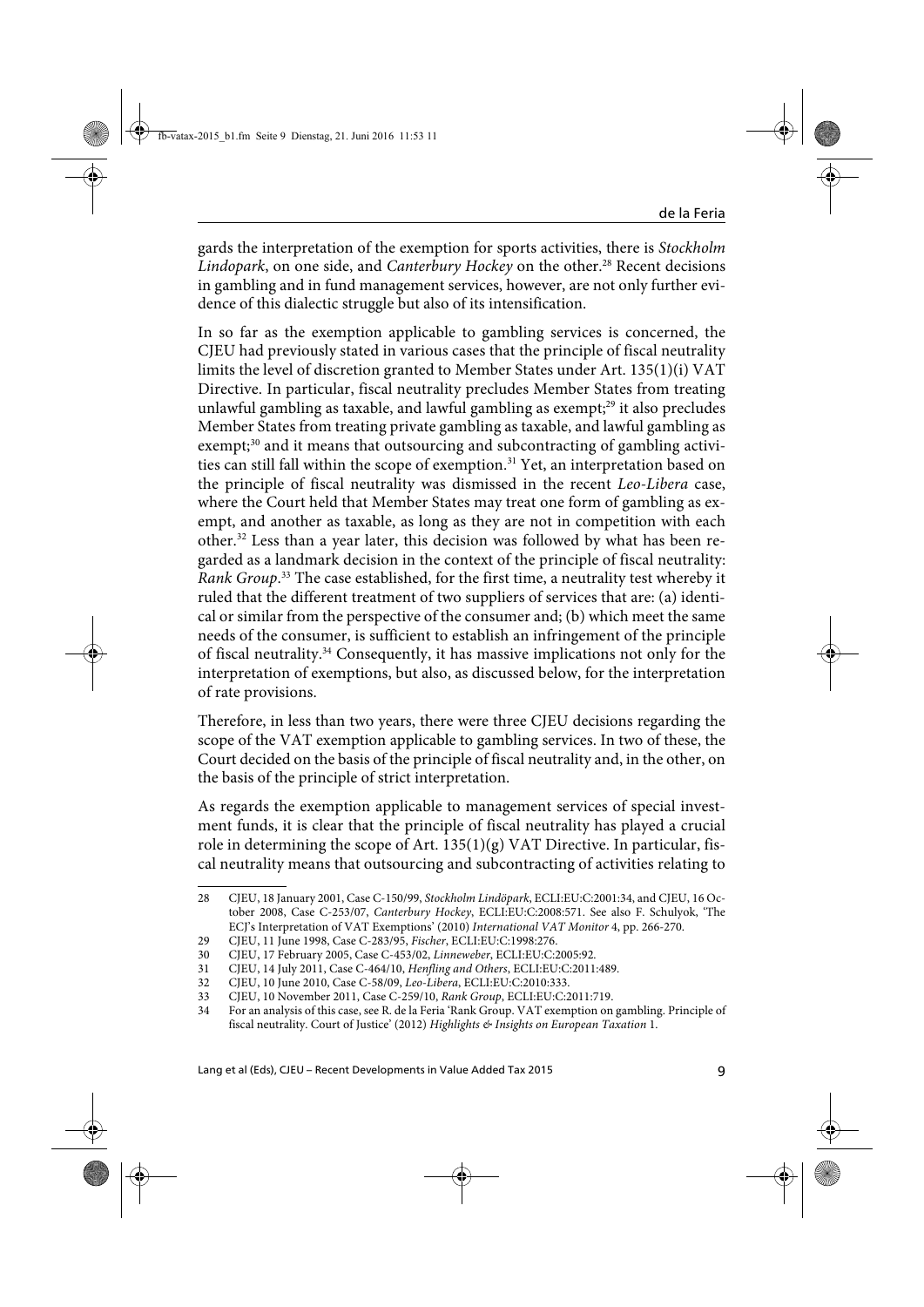gards the interpretation of the exemption for sports activities, there is *Stockholm Lindopark*, on one side, and *Canterbury Hockey* on the other.[28] Recent decisions in gambling and in fund management services, however, are not only further evidence of this dialectic struggle but also of its intensification.

In so far as the exemption applicable to gambling services is concerned, the CJEU had previously stated in various cases that the principle of fiscal neutrality limits the level of discretion granted to Member States under Art. 135(1)(i) VAT Directive. In particular, fiscal neutrality precludes Member States from treating unlawful gambling as taxable, and lawful gambling as exempt;[29] it also precludes Member States from treating private gambling as taxable, and lawful gambling as exempt;[30] and it means that outsourcing and subcontracting of gambling activities can still fall within the scope of exemption.[31] Yet, an interpretation based on the principle of fiscal neutrality was dismissed in the recent *Leo-Libera* case, where the Court held that Member States may treat one form of gambling as exempt, and another as taxable, as long as they are not in competition with each other.[32] Less than a year later, this decision was followed by what has been regarded as a landmark decision in the context of the principle of fiscal neutrality: *Rank Group*.[33] The case established, for the first time, a neutrality test whereby it ruled that the different treatment of two suppliers of services that are: (a) identical or similar from the perspective of the consumer and; (b) which meet the same needs of the consumer, is sufficient to establish an infringement of the principle of fiscal neutrality.[34] Consequently, it has massive implications not only for the interpretation of exemptions, but also, as discussed below, for the interpretation of rate provisions.

Therefore, in less than two years, there were three CJEU decisions regarding the scope of the VAT exemption applicable to gambling services. In two of these, the Court decided on the basis of the principle of fiscal neutrality and, in the other, on the basis of the principle of strict interpretation.

As regards the exemption applicable to management services of special investment funds, it is clear that the principle of fiscal neutrality has played a crucial role in determining the scope of Art. 135(1)(g) VAT Directive. In particular, fiscal neutrality means that outsourcing and subcontracting of activities relating to

---

28 CJEU, 18 January 2001, Case C-150/99, *Stockholm Lindöpark*, ECLI:EU:C:2001:34, and CJEU, 16 October 2008, Case C-253/07, *Canterbury Hockey*, ECLI:EU:C:2008:571. See also F. Schulyok, 'The ECJ's Interpretation of VAT Exemptions' (2010) *International VAT Monitor* 4, pp. 266-270.

29 CJEU, 11 June 1998, Case C-283/95, *Fischer*, ECLI:EU:C:1998:276.

30 CJEU, 17 February 2005, Case C-453/02, *Linneweber*, ECLI:EU:C:2005:92.

31 CJEU, 14 July 2011, Case C-464/10, *Henfling and Others*, ECLI:EU:C:2011:489.

32 CJEU, 10 June 2010, Case C-58/09, *Leo-Libera*, ECLI:EU:C:2010:333.

33 CJEU, 10 November 2011, Case C-259/10, *Rank Group*, ECLI:EU:C:2011:719.

34 For an analysis of this case, see R. de la Feria 'Rank Group. VAT exemption on gambling. Principle of fiscal neutrality. Court of Justice' (2012) *Highlights & Insights on European Taxation* 1.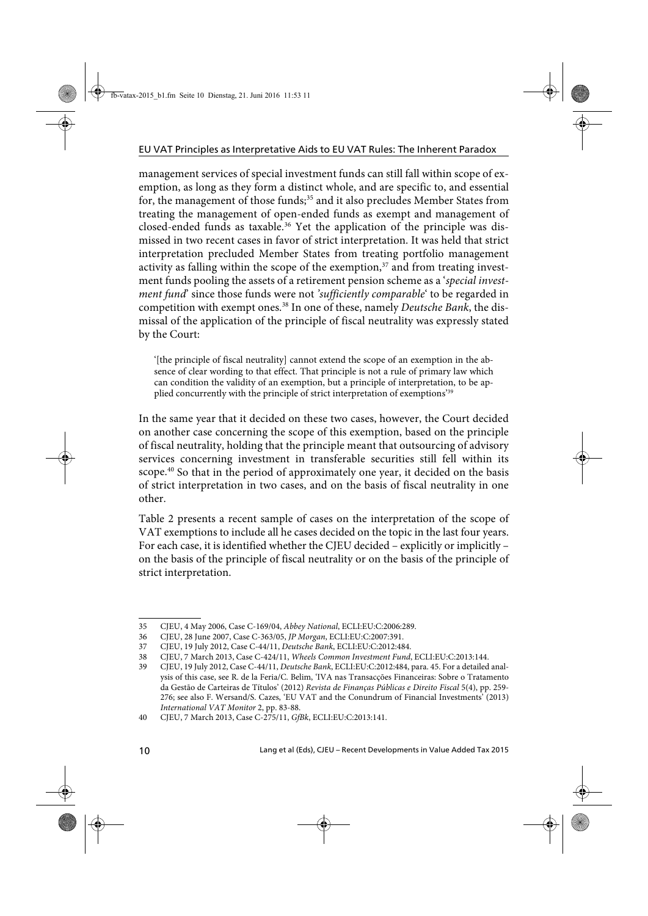management services of special investment funds can still fall within scope of exemption, as long as they form a distinct whole, and are specific to, and essential for, the management of those funds;[35] and it also precludes Member States from treating the management of open-ended funds as exempt and management of closed-ended funds as taxable.[36] Yet the application of the principle was dismissed in two recent cases in favor of strict interpretation. It was held that strict interpretation precluded Member States from treating portfolio management activity as falling within the scope of the exemption,[37] and from treating investment funds pooling the assets of a retirement pension scheme as a '*special investment fund*' since those funds were not '*sufficiently comparable*' to be regarded in competition with exempt ones.[38] In one of these, namely *Deutsche Bank*, the dismissal of the application of the principle of fiscal neutrality was expressly stated by the Court:

> '[the principle of fiscal neutrality] cannot extend the scope of an exemption in the absence of clear wording to that effect. That principle is not a rule of primary law which can condition the validity of an exemption, but a principle of interpretation, to be applied concurrently with the principle of strict interpretation of exemptions'[39]

In the same year that it decided on these two cases, however, the Court decided on another case concerning the scope of this exemption, based on the principle of fiscal neutrality, holding that the principle meant that outsourcing of advisory services concerning investment in transferable securities still fell within its scope.[40] So that in the period of approximately one year, it decided on the basis of strict interpretation in two cases, and on the basis of fiscal neutrality in one other.

Table 2 presents a recent sample of cases on the interpretation of the scope of VAT exemptions to include all he cases decided on the topic in the last four years. For each case, it is identified whether the CJEU decided – explicitly or implicitly – on the basis of the principle of fiscal neutrality or on the basis of the principle of strict interpretation.

---

35 CJEU, 4 May 2006, Case C-169/04, *Abbey National*, ECLI:EU:C:2006:289.

36 CJEU, 28 June 2007, Case C-363/05, *JP Morgan*, ECLI:EU:C:2007:391.

37 CJEU, 19 July 2012, Case C-44/11, *Deutsche Bank*, ECLI:EU:C:2012:484.

38 CJEU, 7 March 2013, Case C-424/11, *Wheels Common Investment Fund*, ECLI:EU:C:2013:144.

39 CJEU, 19 July 2012, Case C-44/11, *Deutsche Bank*, ECLI:EU:C:2012:484, para. 45. For a detailed analysis of this case, see R. de la Feria/C. Belim, 'IVA nas Transacções Financeiras: Sobre o Tratamento da Gestão de Carteiras de Títulos' (2012) *Revista de Finanças Públicas e Direito Fiscal* 5(4), pp. 259-276; see also F. Wersand/S. Cazes, 'EU VAT and the Conundrum of Financial Investments' (2013) *International VAT Monitor* 2, pp. 83-88.

40 CJEU, 7 March 2013, Case C-275/11, *GfBk*, ECLI:EU:C:2013:141.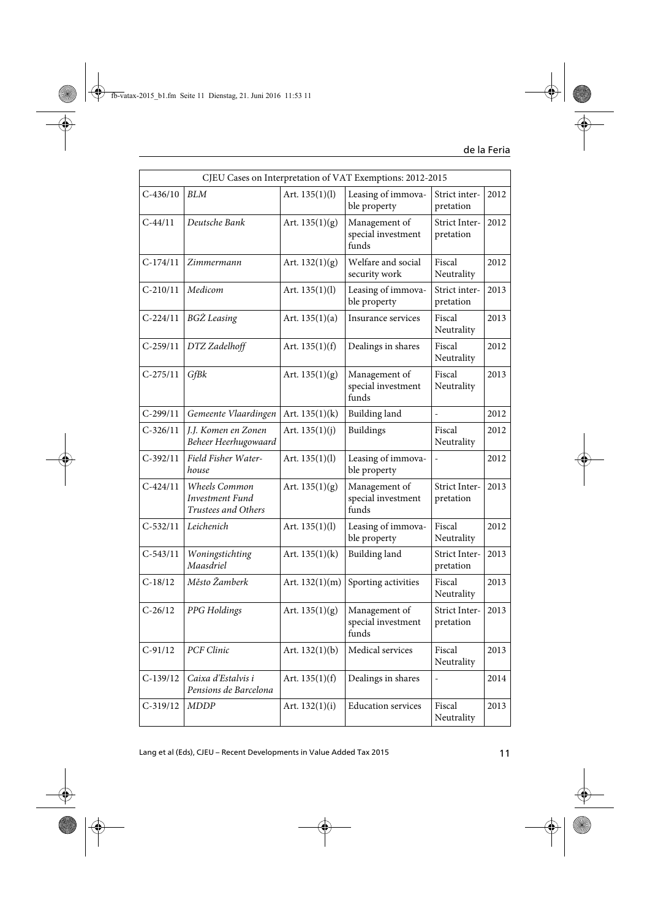| CJEU Cases on Interpretation of VAT Exemptions: 2012-2015 | | | | | |
|---|---|---|---|---|---|
| C-436/10 | *BLM* | Art. 135(1)(l) | Leasing of immovable property | Strict interpretation | 2012 |
| C-44/11 | *Deutsche Bank* | Art. 135(1)(g) | Management of special investment funds | Strict Interpretation | 2012 |
| C-174/11 | *Zimmermann* | Art. 132(1)(g) | Welfare and social security work | Fiscal Neutrality | 2012 |
| C-210/11 | *Medicom* | Art. 135(1)(l) | Leasing of immovable property | Strict interpretation | 2013 |
| C-224/11 | *BGŻ Leasing* | Art. 135(1)(a) | Insurance services | Fiscal Neutrality | 2013 |
| C-259/11 | *DTZ Zadelhoff* | Art. 135(1)(f) | Dealings in shares | Fiscal Neutrality | 2012 |
| C-275/11 | *GfBk* | Art. 135(1)(g) | Management of special investment funds | Fiscal Neutrality | 2013 |
| C-299/11 | *Gemeente Vlaardingen* | Art. 135(1)(k) | Building land | - | 2012 |
| C-326/11 | *J.J. Komen en Zonen Beheer Heerhugowaard* | Art. 135(1)(j) | Buildings | Fiscal Neutrality | 2012 |
| C-392/11 | *Field Fisher Waterhouse* | Art. 135(1)(l) | Leasing of immovable property | - | 2012 |
| C-424/11 | *Wheels Common Investment Fund Trustees and Others* | Art. 135(1)(g) | Management of special investment funds | Strict Interpretation | 2013 |
| C-532/11 | *Leichenich* | Art. 135(1)(l) | Leasing of immovable property | Fiscal Neutrality | 2012 |
| C-543/11 | *Woningstichting Maasdriel* | Art. 135(1)(k) | Building land | Strict Interpretation | 2013 |
| C-18/12 | *Město Žamberk* | Art. 132(1)(m) | Sporting activities | Fiscal Neutrality | 2013 |
| C-26/12 | *PPG Holdings* | Art. 135(1)(g) | Management of special investment funds | Strict Interpretation | 2013 |
| C-91/12 | *PCF Clinic* | Art. 132(1)(b) | Medical services | Fiscal Neutrality | 2013 |
| C-139/12 | *Caixa d'Estalvis i Pensions de Barcelona* | Art. 135(1)(f) | Dealings in shares | - | 2014 |
| C-319/12 | *MDDP* | Art. 132(1)(i) | Education services | Fiscal Neutrality | 2013 |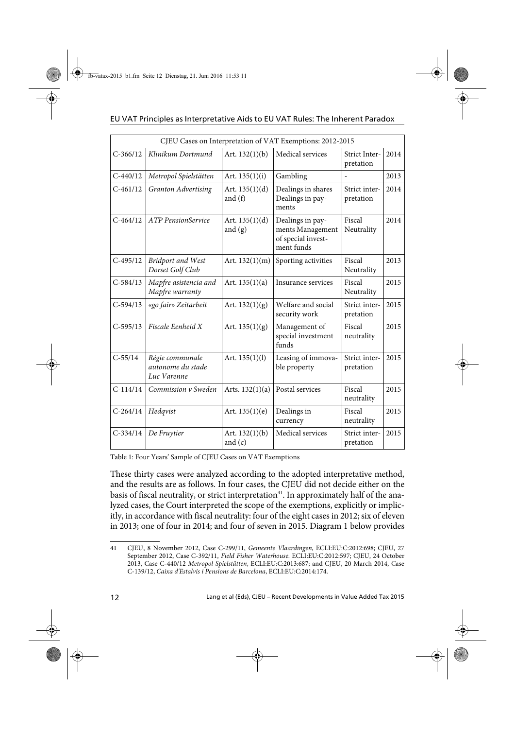| CJEU Cases on Interpretation of VAT Exemptions: 2012-2015 | | | | | |
|---|---|---|---|---|---|
| C-366/12 | *Klinikum Dortmund* | Art. 132(1)(b) | Medical services | Strict Interpretation | 2014 |
| C-440/12 | *Metropol Spielstätten* | Art. 135(1)(i) | Gambling | - | 2013 |
| C-461/12 | *Granton Advertising* | Art. 135(1)(d) and (f) | Dealings in shares Dealings in payments | Strict interpretation | 2014 |
| C-464/12 | *ATP PensionService* | Art. 135(1)(d) and (g) | Dealings in payments Management of special investment funds | Fiscal Neutrality | 2014 |
| C-495/12 | *Bridport and West Dorset Golf Club* | Art. 132(1)(m) | Sporting activities | Fiscal Neutrality | 2013 |
| C-584/13 | *Mapfre asistencia and Mapfre warranty* | Art. 135(1)(a) | Insurance services | Fiscal Neutrality | 2015 |
| C-594/13 | *«go fair» Zeitarbeit* | Art. 132(1)(g) | Welfare and social security work | Strict interpretation | 2015 |
| C-595/13 | *Fiscale Eenheid X* | Art. 135(1)(g) | Management of special investment funds | Fiscal neutrality | 2015 |
| C-55/14 | *Régie communale autonome du stade Luc Varenne* | Art. 135(1)(l) | Leasing of immovable property | Strict interpretation | 2015 |
| C-114/14 | *Commission v Sweden* | Arts. 132(1)(a) | Postal services | Fiscal neutrality | 2015 |
| C-264/14 | *Hedqvist* | Art. 135(1)(e) | Dealings in currency | Fiscal neutrality | 2015 |
| C-334/14 | *De Fruytier* | Art. 132(1)(b) and (c) | Medical services | Strict interpretation | 2015 |

Table 1: Four Years' Sample of CJEU Cases on VAT Exemptions

These thirty cases were analyzed according to the adopted interpretative method, and the results are as follows. In four cases, the CJEU did not decide either on the basis of fiscal neutrality, or strict interpretation[41]. In approximately half of the analyzed cases, the Court interpreted the scope of the exemptions, explicitly or implicitly, in accordance with fiscal neutrality: four of the eight cases in 2012; six of eleven in 2013; one of four in 2014; and four of seven in 2015. Diagram 1 below provides

[41] CJEU, 8 November 2012, Case C-299/11, *Gemeente Vlaardingen*, ECLI:EU:C:2012:698; CJEU, 27 September 2012, Case C-392/11, *Field Fisher Waterhouse*. ECLI:EU:C:2012:597; CJEU, 24 October 2013, Case C-440/12 *Metropol Spielstätten*, ECLI:EU:C:2013:687; and CJEU, 20 March 2014, Case C-139/12, *Caixa d'Estalvis i Pensions de Barcelona*, ECLI:EU:C:2014:174.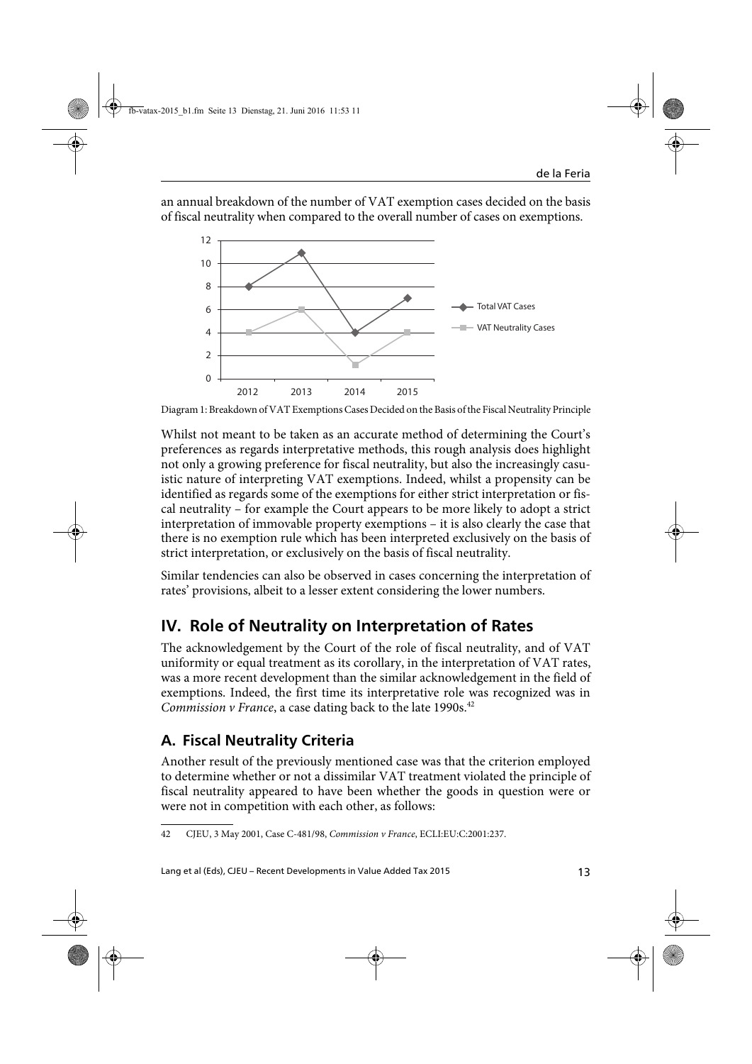an annual breakdown of the number of VAT exemption cases decided on the basis of fiscal neutrality when compared to the overall number of cases on exemptions.

Diagram 1: Breakdown of VAT Exemptions Cases Decided on the Basis of the Fiscal Neutrality Principle

Whilst not meant to be taken as an accurate method of determining the Court's preferences as regards interpretative methods, this rough analysis does highlight not only a growing preference for fiscal neutrality, but also the increasingly casuistic nature of interpreting VAT exemptions. Indeed, whilst a propensity can be identified as regards some of the exemptions for either strict interpretation or fiscal neutrality – for example the Court appears to be more likely to adopt a strict interpretation of immovable property exemptions – it is also clearly the case that there is no exemption rule which has been interpreted exclusively on the basis of strict interpretation, or exclusively on the basis of fiscal neutrality.

Similar tendencies can also be observed in cases concerning the interpretation of rates' provisions, albeit to a lesser extent considering the lower numbers.

## IV. Role of Neutrality on Interpretation of Rates

The acknowledgement by the Court of the role of fiscal neutrality, and of VAT uniformity or equal treatment as its corollary, in the interpretation of VAT rates, was a more recent development than the similar acknowledgement in the field of exemptions. Indeed, the first time its interpretative role was recognized was in *Commission v France*, a case dating back to the late 1990s.[42]

### A. Fiscal Neutrality Criteria

Another result of the previously mentioned case was that the criterion employed to determine whether or not a dissimilar VAT treatment violated the principle of fiscal neutrality appeared to have been whether the goods in question were or were not in competition with each other, as follows:

42 CJEU, 3 May 2001, Case C-481/98, *Commission v France*, ECLI:EU:C:2001:237.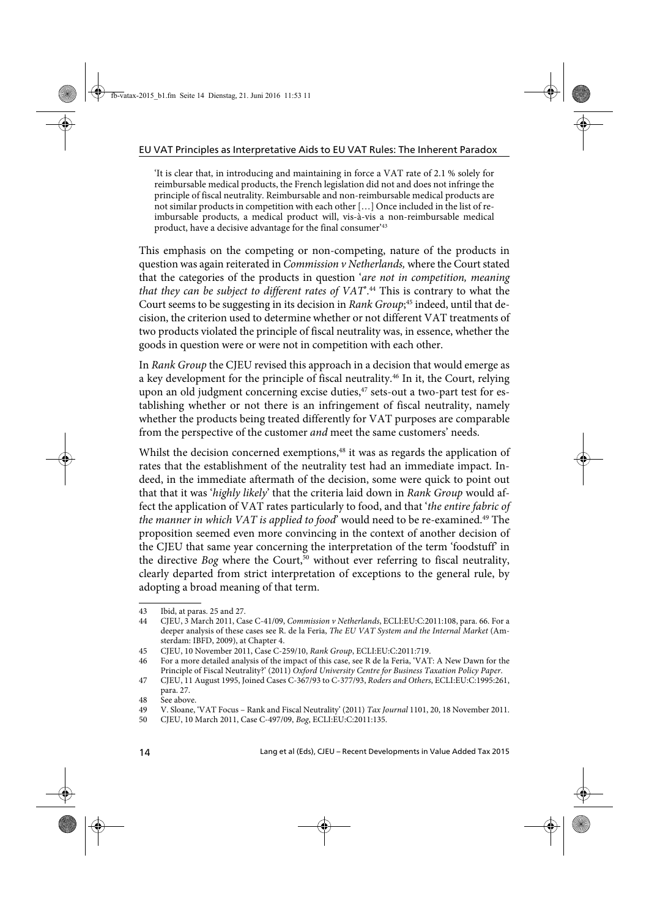> 'It is clear that, in introducing and maintaining in force a VAT rate of 2.1 % solely for reimbursable medical products, the French legislation did not and does not infringe the principle of fiscal neutrality. Reimbursable and non-reimbursable medical products are not similar products in competition with each other […] Once included in the list of reimbursable products, a medical product will, vis-à-vis a non-reimbursable medical product, have a decisive advantage for the final consumer'[43]

This emphasis on the competing or non-competing, nature of the products in question was again reiterated in *Commission v Netherlands,* where the Court stated that the categories of the products in question '*are not in competition, meaning that they can be subject to different rates of VAT*'.[44] This is contrary to what the Court seems to be suggesting in its decision in *Rank Group*;[45] indeed, until that decision, the criterion used to determine whether or not different VAT treatments of two products violated the principle of fiscal neutrality was, in essence, whether the goods in question were or were not in competition with each other.

In *Rank Group* the CJEU revised this approach in a decision that would emerge as a key development for the principle of fiscal neutrality.[46] In it, the Court, relying upon an old judgment concerning excise duties,[47] sets-out a two-part test for establishing whether or not there is an infringement of fiscal neutrality, namely whether the products being treated differently for VAT purposes are comparable from the perspective of the customer *and* meet the same customers' needs.

Whilst the decision concerned exemptions,[48] it was as regards the application of rates that the establishment of the neutrality test had an immediate impact. Indeed, in the immediate aftermath of the decision, some were quick to point out that that it was '*highly likely*' that the criteria laid down in *Rank Group* would affect the application of VAT rates particularly to food, and that '*the entire fabric of the manner in which VAT is applied to food*' would need to be re-examined.[49] The proposition seemed even more convincing in the context of another decision of the CJEU that same year concerning the interpretation of the term 'foodstuff' in the directive *Bog* where the Court,[50] without ever referring to fiscal neutrality, clearly departed from strict interpretation of exceptions to the general rule, by adopting a broad meaning of that term.

---

43 Ibid, at paras. 25 and 27.

44 CJEU, 3 March 2011, Case C-41/09, *Commission v Netherlands*, ECLI:EU:C:2011:108, para. 66. For a deeper analysis of these cases see R. de la Feria, *The EU VAT System and the Internal Market* (Amsterdam: IBFD, 2009), at Chapter 4.

45 CJEU, 10 November 2011, Case C-259/10, *Rank Group*, ECLI:EU:C:2011:719.

46 For a more detailed analysis of the impact of this case, see R de la Feria, 'VAT: A New Dawn for the Principle of Fiscal Neutrality?' (2011) *Oxford University Centre for Business Taxation Policy Paper*.

47 CJEU, 11 August 1995, Joined Cases C-367/93 to C-377/93, *Roders and Others*, ECLI:EU:C:1995:261, para. 27.

48 See above.

49 V. Sloane, 'VAT Focus – Rank and Fiscal Neutrality' (2011) *Tax Journal* 1101, 20, 18 November 2011.

50 CJEU, 10 March 2011, Case C-497/09, *Bog*, ECLI:EU:C:2011:135.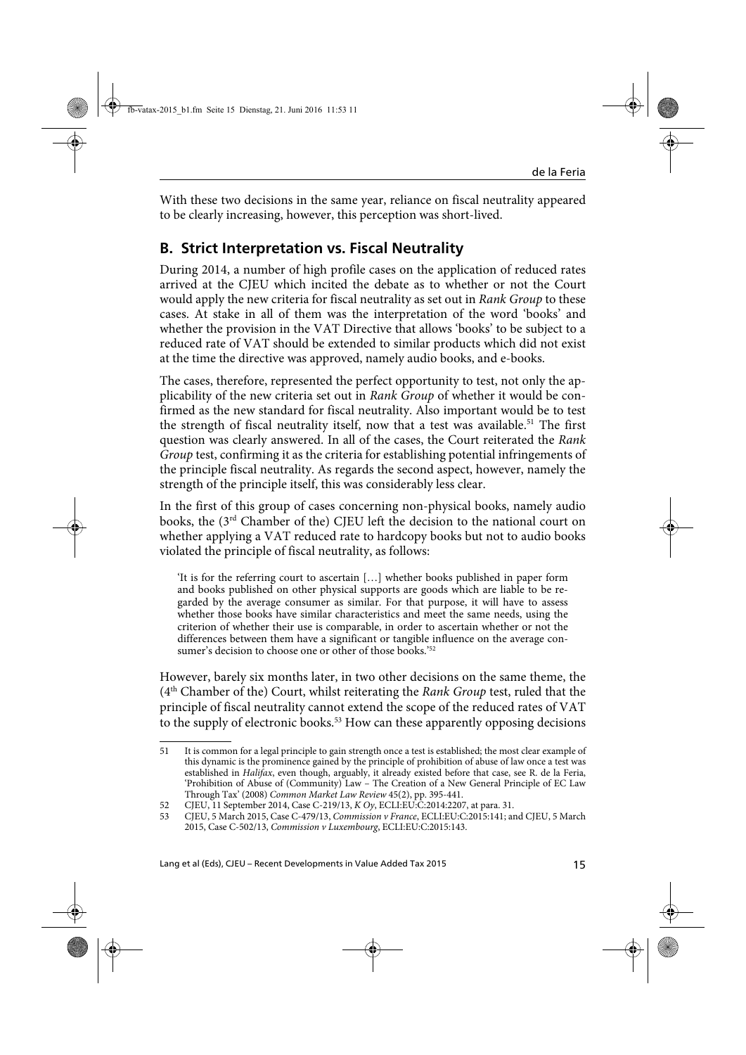With these two decisions in the same year, reliance on fiscal neutrality appeared to be clearly increasing, however, this perception was short-lived.

## B. Strict Interpretation vs. Fiscal Neutrality

During 2014, a number of high profile cases on the application of reduced rates arrived at the CJEU which incited the debate as to whether or not the Court would apply the new criteria for fiscal neutrality as set out in *Rank Group* to these cases. At stake in all of them was the interpretation of the word 'books' and whether the provision in the VAT Directive that allows 'books' to be subject to a reduced rate of VAT should be extended to similar products which did not exist at the time the directive was approved, namely audio books, and e-books.

The cases, therefore, represented the perfect opportunity to test, not only the applicability of the new criteria set out in *Rank Group* of whether it would be confirmed as the new standard for fiscal neutrality. Also important would be to test the strength of fiscal neutrality itself, now that a test was available.[51] The first question was clearly answered. In all of the cases, the Court reiterated the *Rank Group* test, confirming it as the criteria for establishing potential infringements of the principle fiscal neutrality. As regards the second aspect, however, namely the strength of the principle itself, this was considerably less clear.

In the first of this group of cases concerning non-physical books, namely audio books, the (3rd Chamber of the) CJEU left the decision to the national court on whether applying a VAT reduced rate to hardcopy books but not to audio books violated the principle of fiscal neutrality, as follows:

> 'It is for the referring court to ascertain […] whether books published in paper form and books published on other physical supports are goods which are liable to be regarded by the average consumer as similar. For that purpose, it will have to assess whether those books have similar characteristics and meet the same needs, using the criterion of whether their use is comparable, in order to ascertain whether or not the differences between them have a significant or tangible influence on the average consumer's decision to choose one or other of those books.'[52]

However, barely six months later, in two other decisions on the same theme, the (4th Chamber of the) Court, whilst reiterating the *Rank Group* test, ruled that the principle of fiscal neutrality cannot extend the scope of the reduced rates of VAT to the supply of electronic books.[53] How can these apparently opposing decisions

---

51 It is common for a legal principle to gain strength once a test is established; the most clear example of this dynamic is the prominence gained by the principle of prohibition of abuse of law once a test was established in *Halifax*, even though, arguably, it already existed before that case, see R. de la Feria, 'Prohibition of Abuse of (Community) Law – The Creation of a New General Principle of EC Law Through Tax' (2008) *Common Market Law Review* 45(2), pp. 395-441.

52 CJEU, 11 September 2014, Case C-219/13, *K Oy*, ECLI:EU:C:2014:2207, at para. 31.

53 CJEU, 5 March 2015, Case C-479/13, *Commission v France*, ECLI:EU:C:2015:141; and CJEU, 5 March 2015, Case C-502/13, *Commission v Luxembourg*, ECLI:EU:C:2015:143.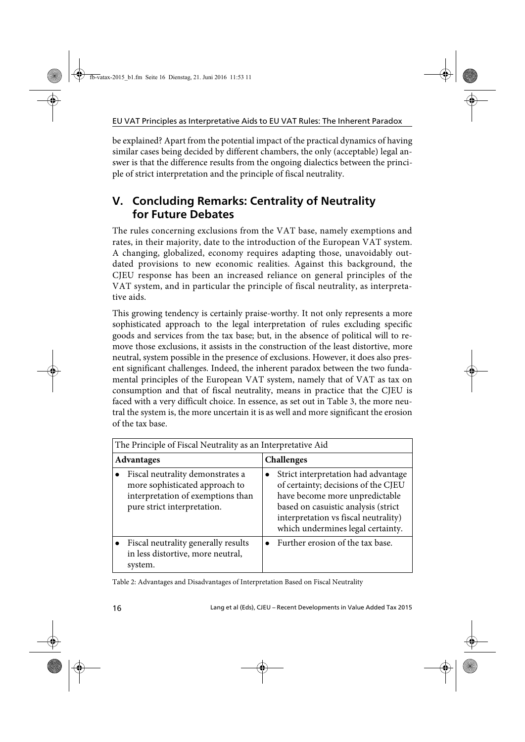be explained? Apart from the potential impact of the practical dynamics of having similar cases being decided by different chambers, the only (acceptable) legal answer is that the difference results from the ongoing dialectics between the principle of strict interpretation and the principle of fiscal neutrality.

## V. Concluding Remarks: Centrality of Neutrality for Future Debates

The rules concerning exclusions from the VAT base, namely exemptions and rates, in their majority, date to the introduction of the European VAT system. A changing, globalized, economy requires adapting those, unavoidably outdated provisions to new economic realities. Against this background, the CJEU response has been an increased reliance on general principles of the VAT system, and in particular the principle of fiscal neutrality, as interpretative aids.

This growing tendency is certainly praise-worthy. It not only represents a more sophisticated approach to the legal interpretation of rules excluding specific goods and services from the tax base; but, in the absence of political will to remove those exclusions, it assists in the construction of the least distortive, more neutral, system possible in the presence of exclusions. However, it does also present significant challenges. Indeed, the inherent paradox between the two fundamental principles of the European VAT system, namely that of VAT as tax on consumption and that of fiscal neutrality, means in practice that the CJEU is faced with a very difficult choice. In essence, as set out in Table 3, the more neutral the system is, the more uncertain it is as well and more significant the erosion of the tax base.

| The Principle of Fiscal Neutrality as an Interpretative Aid | |
|---|---|
| **Advantages** | **Challenges** |
| • Fiscal neutrality demonstrates a more sophisticated approach to interpretation of exemptions than pure strict interpretation. | • Strict interpretation had advantage of certainty; decisions of the CJEU have become more unpredictable based on casuistic analysis (strict interpretation vs fiscal neutrality) which undermines legal certainty. |
| • Fiscal neutrality generally results in less distortive, more neutral, system. | • Further erosion of the tax base. |

Table 2: Advantages and Disadvantages of Interpretation Based on Fiscal Neutrality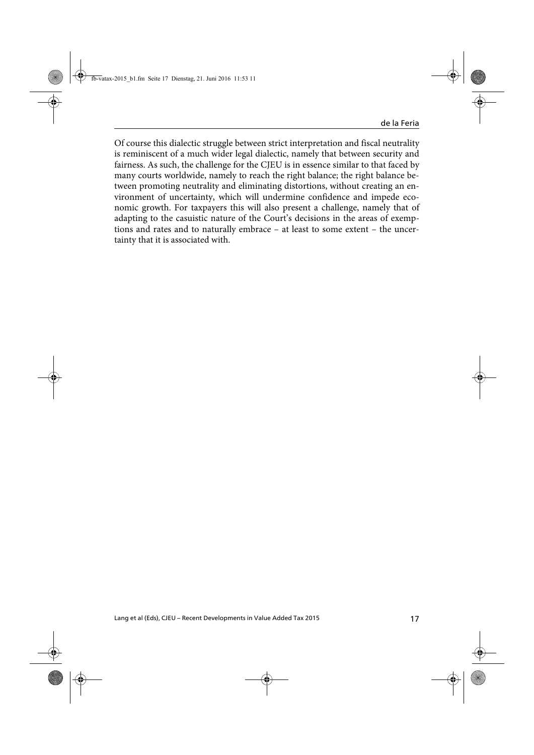Of course this dialectic struggle between strict interpretation and fiscal neutrality is reminiscent of a much wider legal dialectic, namely that between security and fairness. As such, the challenge for the CJEU is in essence similar to that faced by many courts worldwide, namely to reach the right balance; the right balance between promoting neutrality and eliminating distortions, without creating an environment of uncertainty, which will undermine confidence and impede economic growth. For taxpayers this will also present a challenge, namely that of adapting to the casuistic nature of the Court's decisions in the areas of exemptions and rates and to naturally embrace – at least to some extent – the uncertainty that it is associated with.